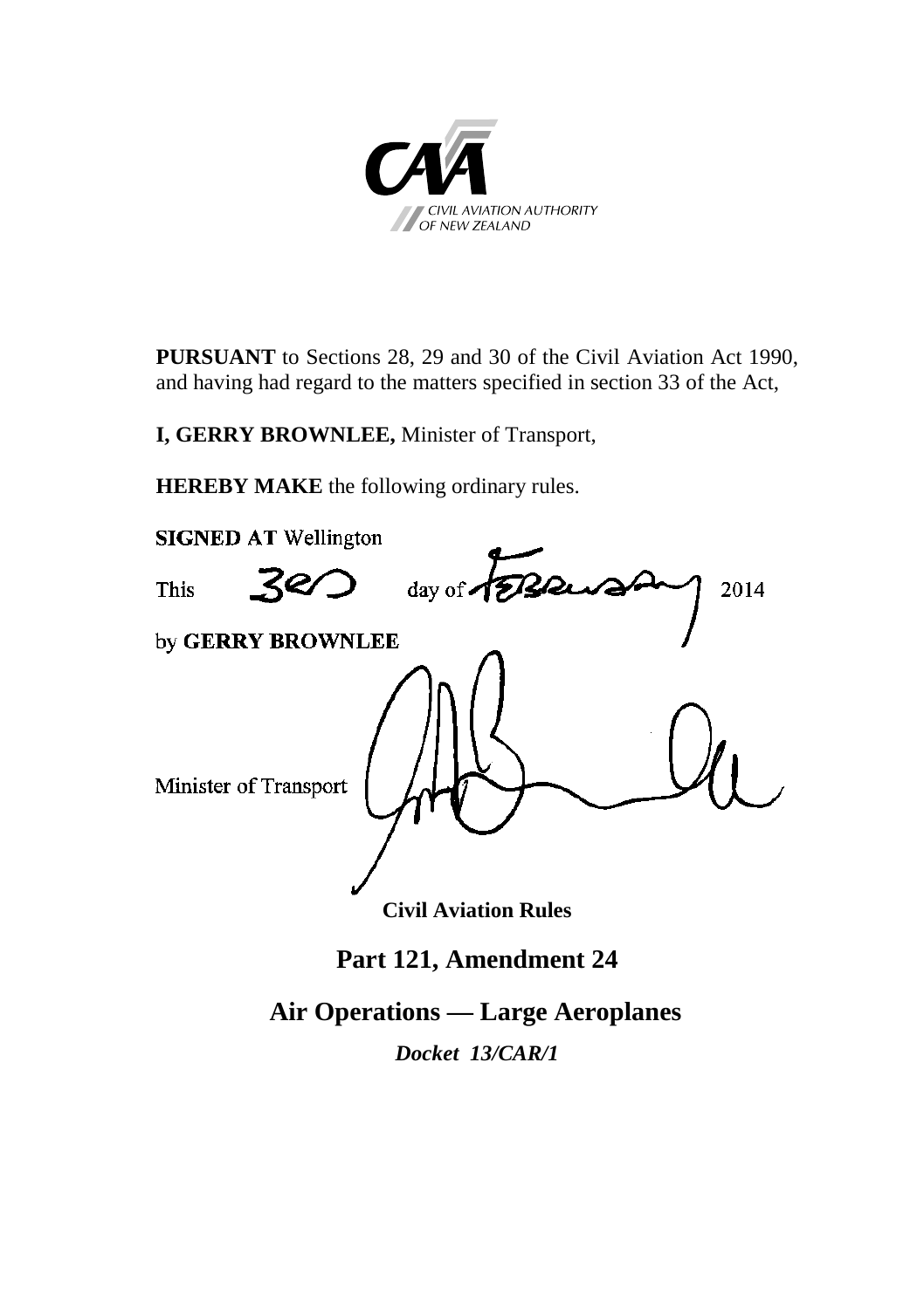CIVIL AVIATION AUTHORITY OF NEW ZEALAND

**PURSUANT** to Sections 28, 29 and 30 of the Civil Aviation Act 1990, and having had regard to the matters specified in section 33 of the Act,

**I, GERRY BROWNLEE,** Minister of Transport,

**HEREBY MAKE** the following ordinary rules.

**SIGNED AT** Wellington

This 3rd day of February 2014

by **GERRY BROWNLEE**

Minister of Transport

**Civil Aviation Rules**

# Part 121, Amendment 24

# Air Operations — Large Aeroplanes

***Docket 13/CAR/1***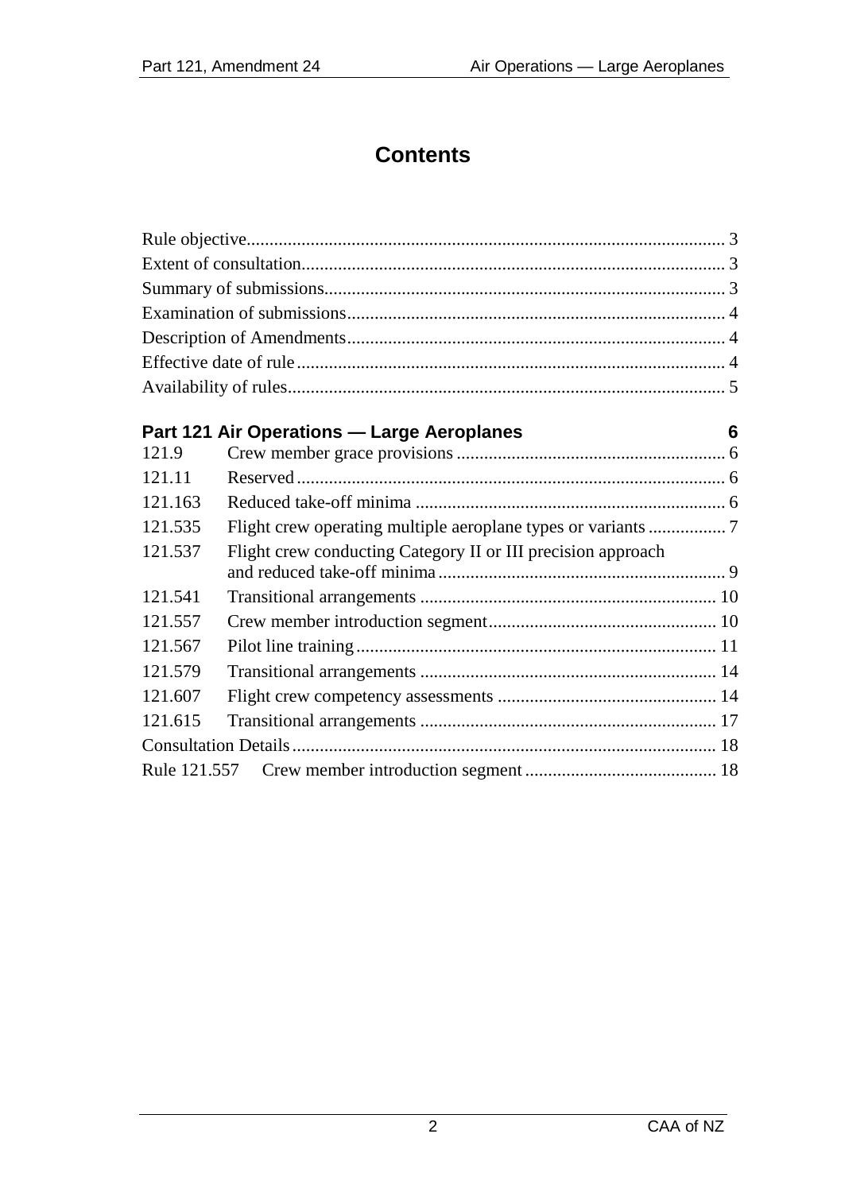# Contents

Rule objective........................................................................................................ 3
Extent of consultation............................................................................................ 3
Summary of submissions....................................................................................... 3
Examination of submissions.................................................................................. 4
Description of Amendments.................................................................................. 4
Effective date of rule............................................................................................. 4
Availability of rules............................................................................................... 5

**Part 121 Air Operations — Large Aeroplanes** **6**

| | | |
|---|---|---|
| 121.9 | Crew member grace provisions | 6 |
| 121.11 | Reserved | 6 |
| 121.163 | Reduced take-off minima | 6 |
| 121.535 | Flight crew operating multiple aeroplane types or variants | 7 |
| 121.537 | Flight crew conducting Category II or III precision approach and reduced take-off minima | 9 |
| 121.541 | Transitional arrangements | 10 |
| 121.557 | Crew member introduction segment | 10 |
| 121.567 | Pilot line training | 11 |
| 121.579 | Transitional arrangements | 14 |
| 121.607 | Flight crew competency assessments | 14 |
| 121.615 | Transitional arrangements | 17 |

Consultation Details............................................................................................ 18
Rule 121.557 Crew member introduction segment.......................................... 18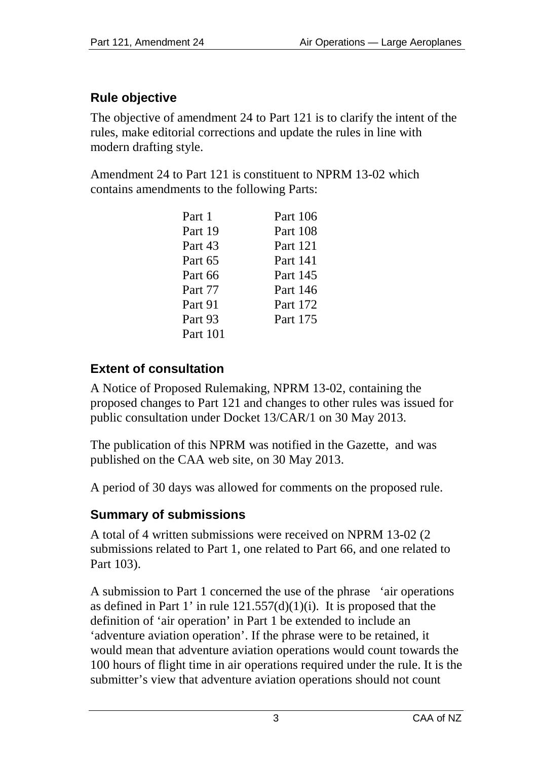## Rule objective

The objective of amendment 24 to Part 121 is to clarify the intent of the rules, make editorial corrections and update the rules in line with modern drafting style.

Amendment 24 to Part 121 is constituent to NPRM 13-02 which contains amendments to the following Parts:

| | |
|---|---|
| Part 1 | Part 106 |
| Part 19 | Part 108 |
| Part 43 | Part 121 |
| Part 65 | Part 141 |
| Part 66 | Part 145 |
| Part 77 | Part 146 |
| Part 91 | Part 172 |
| Part 93 | Part 175 |
| Part 101 | |

## Extent of consultation

A Notice of Proposed Rulemaking, NPRM 13-02, containing the proposed changes to Part 121 and changes to other rules was issued for public consultation under Docket 13/CAR/1 on 30 May 2013.

The publication of this NPRM was notified in the Gazette, and was published on the CAA web site, on 30 May 2013.

A period of 30 days was allowed for comments on the proposed rule.

## Summary of submissions

A total of 4 written submissions were received on NPRM 13-02 (2 submissions related to Part 1, one related to Part 66, and one related to Part 103).

A submission to Part 1 concerned the use of the phrase 'air operations as defined in Part 1' in rule 121.557(d)(1)(i). It is proposed that the definition of 'air operation' in Part 1 be extended to include an 'adventure aviation operation'. If the phrase were to be retained, it would mean that adventure aviation operations would count towards the 100 hours of flight time in air operations required under the rule. It is the submitter's view that adventure aviation operations should not count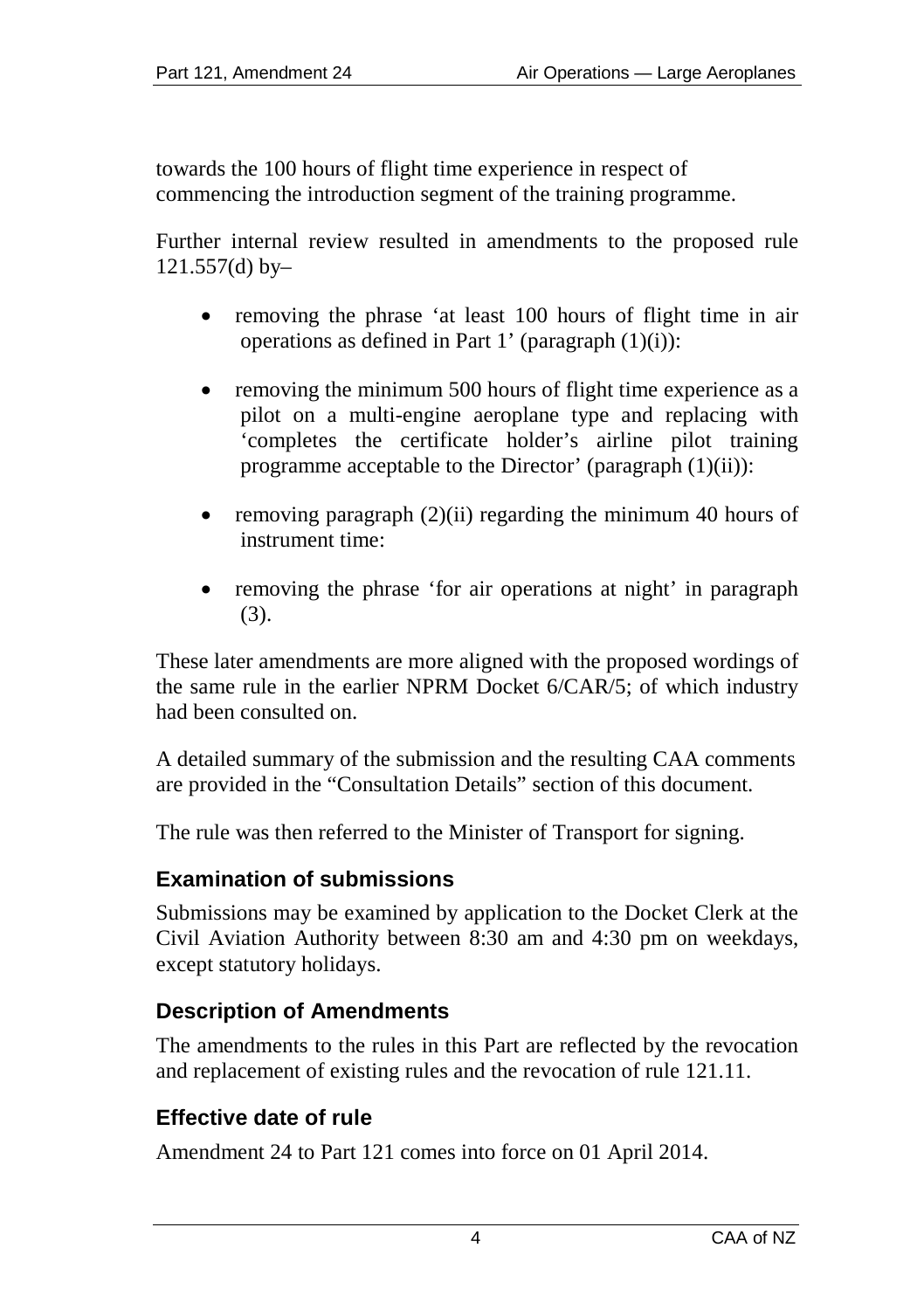towards the 100 hours of flight time experience in respect of commencing the introduction segment of the training programme.

Further internal review resulted in amendments to the proposed rule 121.557(d) by–

- removing the phrase 'at least 100 hours of flight time in air operations as defined in Part 1' (paragraph (1)(i)):
- removing the minimum 500 hours of flight time experience as a pilot on a multi-engine aeroplane type and replacing with 'completes the certificate holder's airline pilot training programme acceptable to the Director' (paragraph (1)(ii)):
- removing paragraph (2)(ii) regarding the minimum 40 hours of instrument time:
- removing the phrase 'for air operations at night' in paragraph (3).

These later amendments are more aligned with the proposed wordings of the same rule in the earlier NPRM Docket 6/CAR/5; of which industry had been consulted on.

A detailed summary of the submission and the resulting CAA comments are provided in the "Consultation Details" section of this document.

The rule was then referred to the Minister of Transport for signing.

## Examination of submissions

Submissions may be examined by application to the Docket Clerk at the Civil Aviation Authority between 8:30 am and 4:30 pm on weekdays, except statutory holidays.

## Description of Amendments

The amendments to the rules in this Part are reflected by the revocation and replacement of existing rules and the revocation of rule 121.11.

## Effective date of rule

Amendment 24 to Part 121 comes into force on 01 April 2014.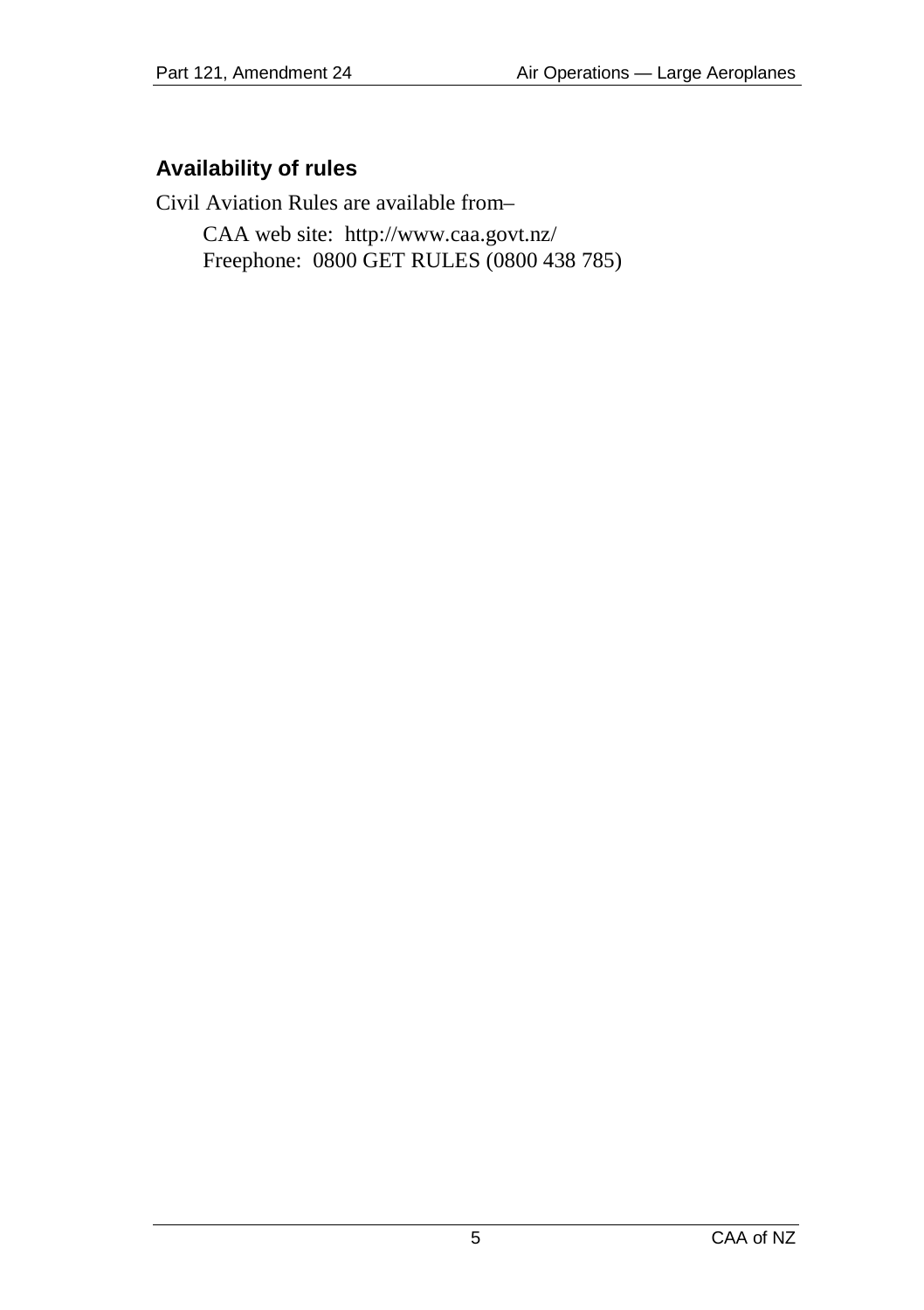## Availability of rules

Civil Aviation Rules are available from–

CAA web site: http://www.caa.govt.nz/
Freephone: 0800 GET RULES (0800 438 785)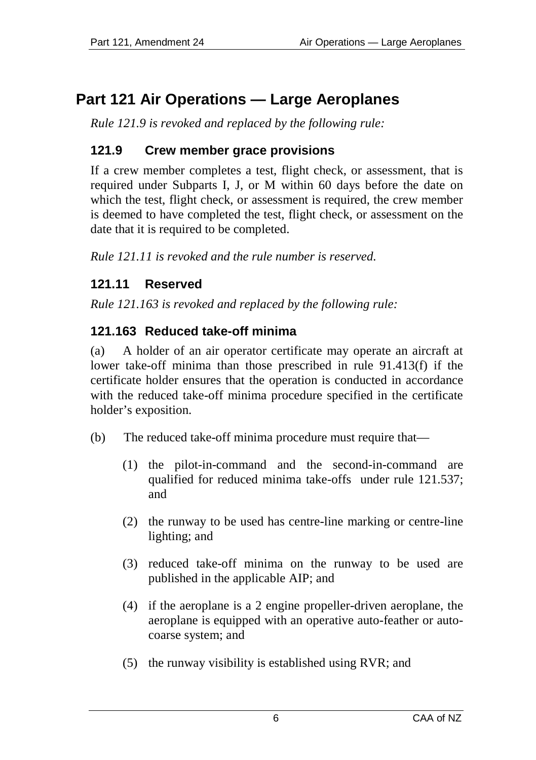# Part 121 Air Operations — Large Aeroplanes

*Rule 121.9 is revoked and replaced by the following rule:*

### 121.9 Crew member grace provisions

If a crew member completes a test, flight check, or assessment, that is required under Subparts I, J, or M within 60 days before the date on which the test, flight check, or assessment is required, the crew member is deemed to have completed the test, flight check, or assessment on the date that it is required to be completed.

*Rule 121.11 is revoked and the rule number is reserved.*

### 121.11 Reserved

*Rule 121.163 is revoked and replaced by the following rule:*

### 121.163 Reduced take-off minima

(a) A holder of an air operator certificate may operate an aircraft at lower take-off minima than those prescribed in rule 91.413(f) if the certificate holder ensures that the operation is conducted in accordance with the reduced take-off minima procedure specified in the certificate holder's exposition.

(b) The reduced take-off minima procedure must require that—

(1) the pilot-in-command and the second-in-command are qualified for reduced minima take-offs under rule 121.537; and

(2) the runway to be used has centre-line marking or centre-line lighting; and

(3) reduced take-off minima on the runway to be used are published in the applicable AIP; and

(4) if the aeroplane is a 2 engine propeller-driven aeroplane, the aeroplane is equipped with an operative auto-feather or auto-coarse system; and

(5) the runway visibility is established using RVR; and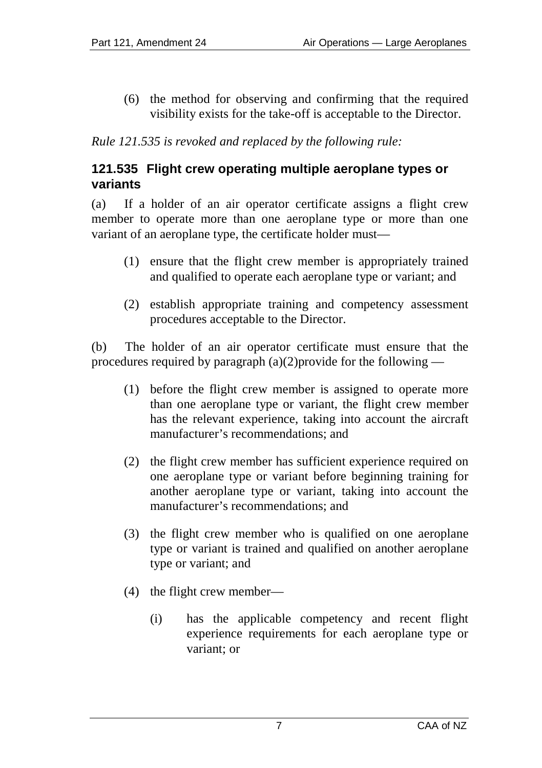(6) the method for observing and confirming that the required visibility exists for the take-off is acceptable to the Director.

*Rule 121.535 is revoked and replaced by the following rule:*

### 121.535 Flight crew operating multiple aeroplane types or variants

(a) If a holder of an air operator certificate assigns a flight crew member to operate more than one aeroplane type or more than one variant of an aeroplane type, the certificate holder must—

(1) ensure that the flight crew member is appropriately trained and qualified to operate each aeroplane type or variant; and

(2) establish appropriate training and competency assessment procedures acceptable to the Director.

(b) The holder of an air operator certificate must ensure that the procedures required by paragraph (a)(2)provide for the following —

(1) before the flight crew member is assigned to operate more than one aeroplane type or variant, the flight crew member has the relevant experience, taking into account the aircraft manufacturer's recommendations; and

(2) the flight crew member has sufficient experience required on one aeroplane type or variant before beginning training for another aeroplane type or variant, taking into account the manufacturer's recommendations; and

(3) the flight crew member who is qualified on one aeroplane type or variant is trained and qualified on another aeroplane type or variant; and

(4) the flight crew member—

(i) has the applicable competency and recent flight experience requirements for each aeroplane type or variant; or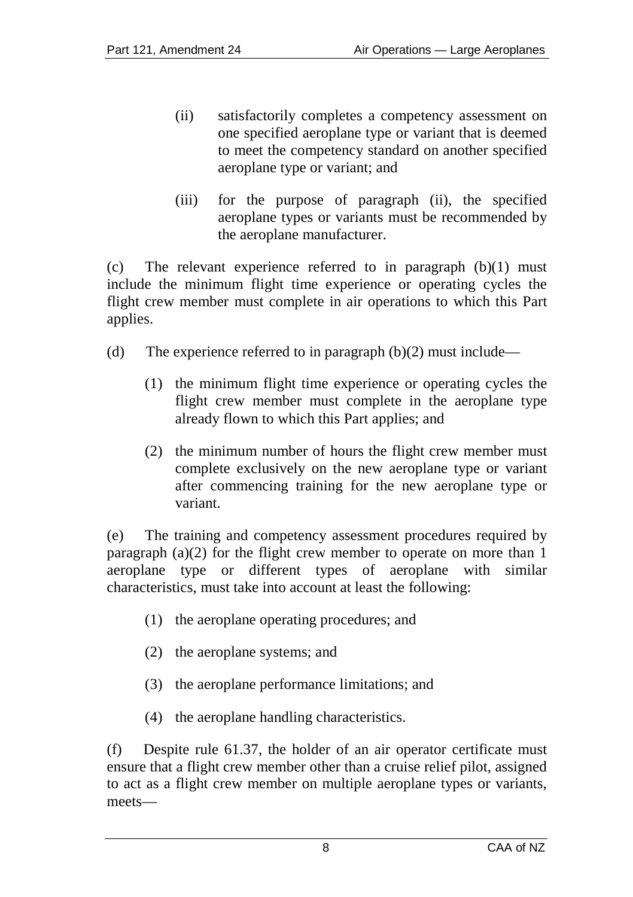(ii) satisfactorily completes a competency assessment on one specified aeroplane type or variant that is deemed to meet the competency standard on another specified aeroplane type or variant; and

(iii) for the purpose of paragraph (ii), the specified aeroplane types or variants must be recommended by the aeroplane manufacturer.

(c) The relevant experience referred to in paragraph (b)(1) must include the minimum flight time experience or operating cycles the flight crew member must complete in air operations to which this Part applies.

(d) The experience referred to in paragraph (b)(2) must include—

(1) the minimum flight time experience or operating cycles the flight crew member must complete in the aeroplane type already flown to which this Part applies; and

(2) the minimum number of hours the flight crew member must complete exclusively on the new aeroplane type or variant after commencing training for the new aeroplane type or variant.

(e) The training and competency assessment procedures required by paragraph (a)(2) for the flight crew member to operate on more than 1 aeroplane type or different types of aeroplane with similar characteristics, must take into account at least the following:

(1) the aeroplane operating procedures; and

(2) the aeroplane systems; and

(3) the aeroplane performance limitations; and

(4) the aeroplane handling characteristics.

(f) Despite rule 61.37, the holder of an air operator certificate must ensure that a flight crew member other than a cruise relief pilot, assigned to act as a flight crew member on multiple aeroplane types or variants, meets—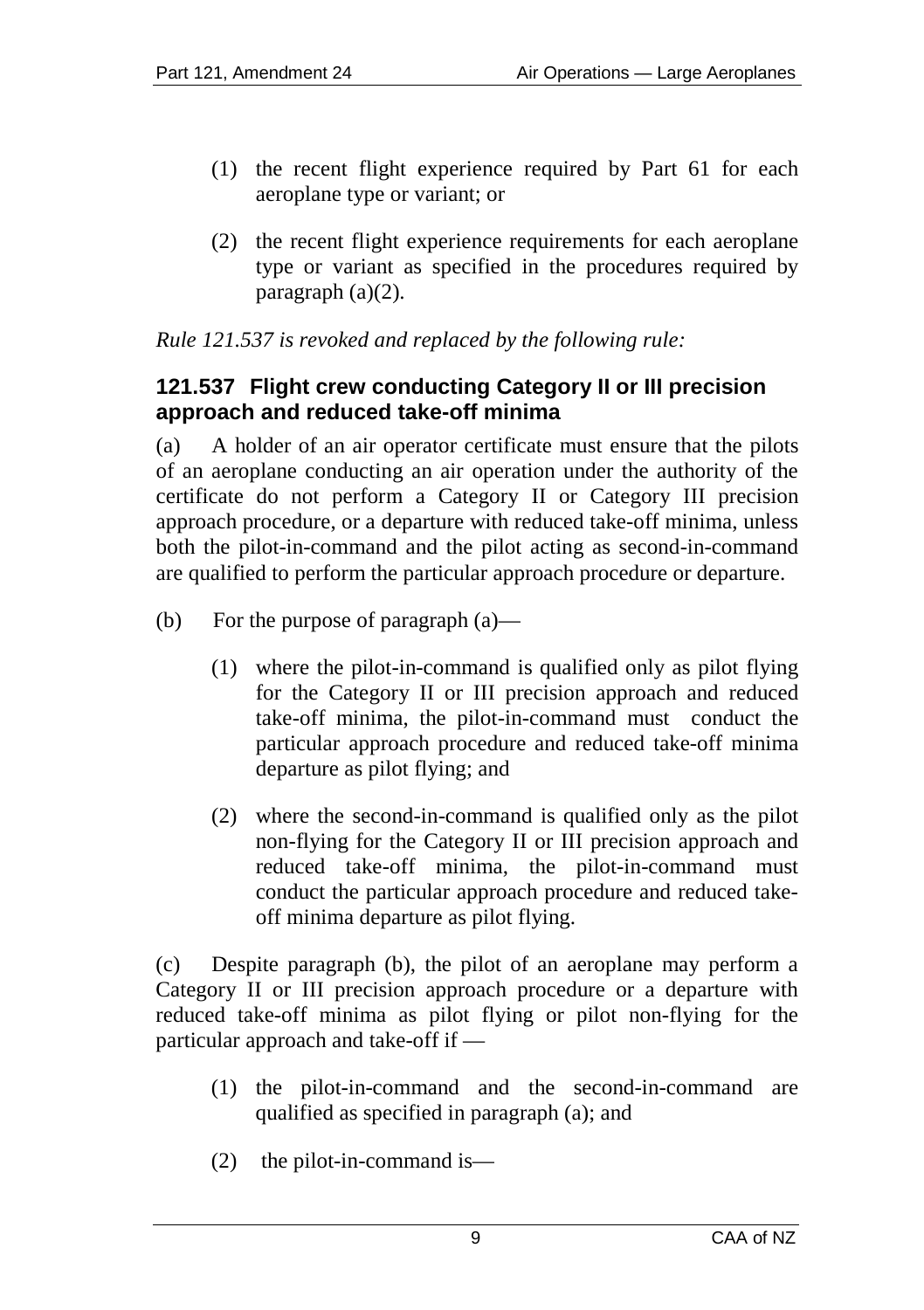(1) the recent flight experience required by Part 61 for each aeroplane type or variant; or

(2) the recent flight experience requirements for each aeroplane type or variant as specified in the procedures required by paragraph (a)(2).

*Rule 121.537 is revoked and replaced by the following rule:*

### 121.537 Flight crew conducting Category II or III precision approach and reduced take-off minima

(a) A holder of an air operator certificate must ensure that the pilots of an aeroplane conducting an air operation under the authority of the certificate do not perform a Category II or Category III precision approach procedure, or a departure with reduced take-off minima, unless both the pilot-in-command and the pilot acting as second-in-command are qualified to perform the particular approach procedure or departure.

(b) For the purpose of paragraph (a)—

(1) where the pilot-in-command is qualified only as pilot flying for the Category II or III precision approach and reduced take-off minima, the pilot-in-command must conduct the particular approach procedure and reduced take-off minima departure as pilot flying; and

(2) where the second-in-command is qualified only as the pilot non-flying for the Category II or III precision approach and reduced take-off minima, the pilot-in-command must conduct the particular approach procedure and reduced take-off minima departure as pilot flying.

(c) Despite paragraph (b), the pilot of an aeroplane may perform a Category II or III precision approach procedure or a departure with reduced take-off minima as pilot flying or pilot non-flying for the particular approach and take-off if —

(1) the pilot-in-command and the second-in-command are qualified as specified in paragraph (a); and

(2) the pilot-in-command is—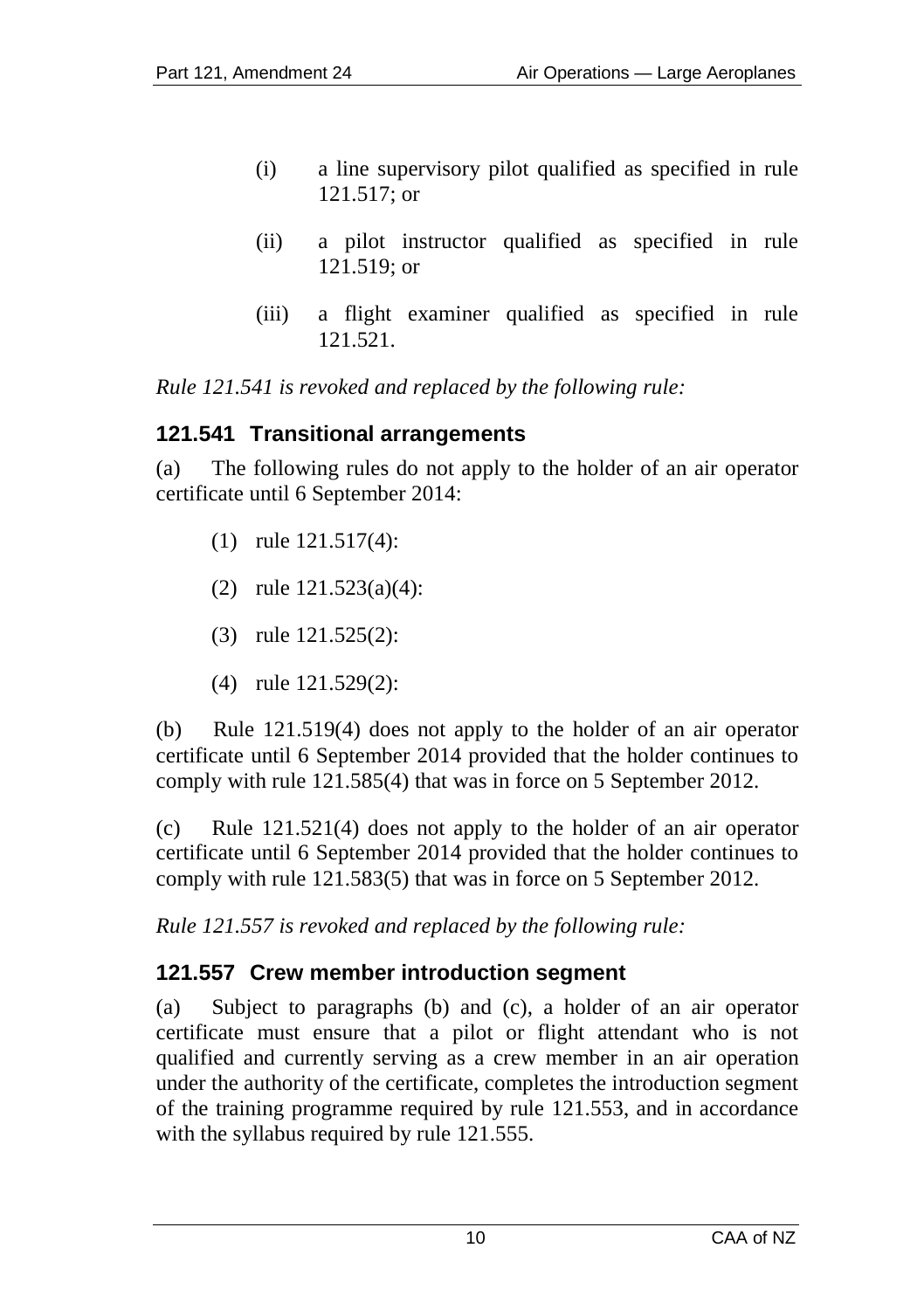(i) a line supervisory pilot qualified as specified in rule 121.517; or

(ii) a pilot instructor qualified as specified in rule 121.519; or

(iii) a flight examiner qualified as specified in rule 121.521.

*Rule 121.541 is revoked and replaced by the following rule:*

### 121.541 Transitional arrangements

(a) The following rules do not apply to the holder of an air operator certificate until 6 September 2014:

(1) rule 121.517(4):

(2) rule 121.523(a)(4):

(3) rule 121.525(2):

(4) rule 121.529(2):

(b) Rule 121.519(4) does not apply to the holder of an air operator certificate until 6 September 2014 provided that the holder continues to comply with rule 121.585(4) that was in force on 5 September 2012.

(c) Rule 121.521(4) does not apply to the holder of an air operator certificate until 6 September 2014 provided that the holder continues to comply with rule 121.583(5) that was in force on 5 September 2012.

*Rule 121.557 is revoked and replaced by the following rule:*

### 121.557 Crew member introduction segment

(a) Subject to paragraphs (b) and (c), a holder of an air operator certificate must ensure that a pilot or flight attendant who is not qualified and currently serving as a crew member in an air operation under the authority of the certificate, completes the introduction segment of the training programme required by rule 121.553, and in accordance with the syllabus required by rule 121.555.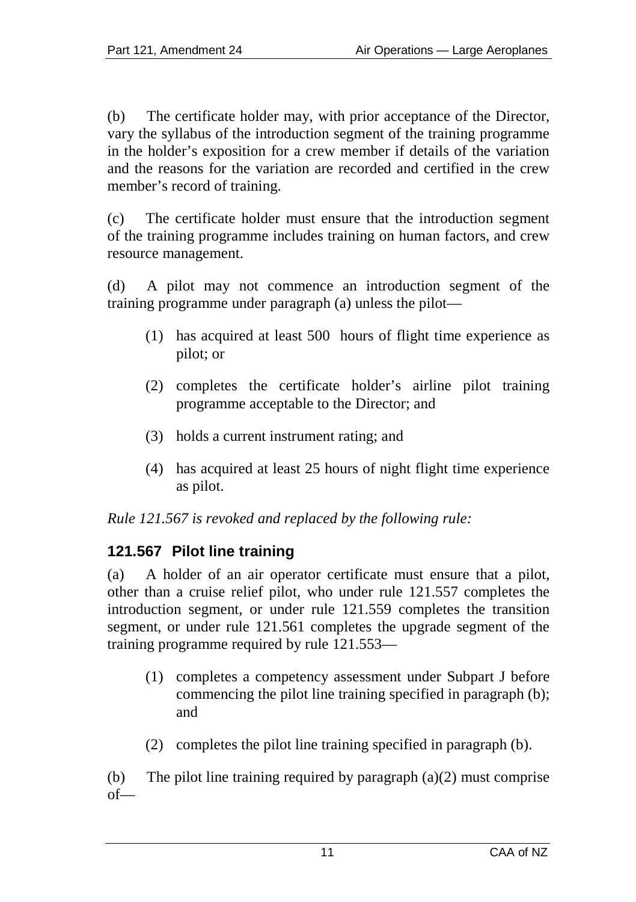(b) The certificate holder may, with prior acceptance of the Director, vary the syllabus of the introduction segment of the training programme in the holder's exposition for a crew member if details of the variation and the reasons for the variation are recorded and certified in the crew member's record of training.

(c) The certificate holder must ensure that the introduction segment of the training programme includes training on human factors, and crew resource management.

(d) A pilot may not commence an introduction segment of the training programme under paragraph (a) unless the pilot—

- (1) has acquired at least 500 hours of flight time experience as pilot; or
- (2) completes the certificate holder's airline pilot training programme acceptable to the Director; and
- (3) holds a current instrument rating; and
- (4) has acquired at least 25 hours of night flight time experience as pilot.

*Rule 121.567 is revoked and replaced by the following rule:*

### 121.567 Pilot line training

(a) A holder of an air operator certificate must ensure that a pilot, other than a cruise relief pilot, who under rule 121.557 completes the introduction segment, or under rule 121.559 completes the transition segment, or under rule 121.561 completes the upgrade segment of the training programme required by rule 121.553—

- (1) completes a competency assessment under Subpart J before commencing the pilot line training specified in paragraph (b); and
- (2) completes the pilot line training specified in paragraph (b).

(b) The pilot line training required by paragraph (a)(2) must comprise of—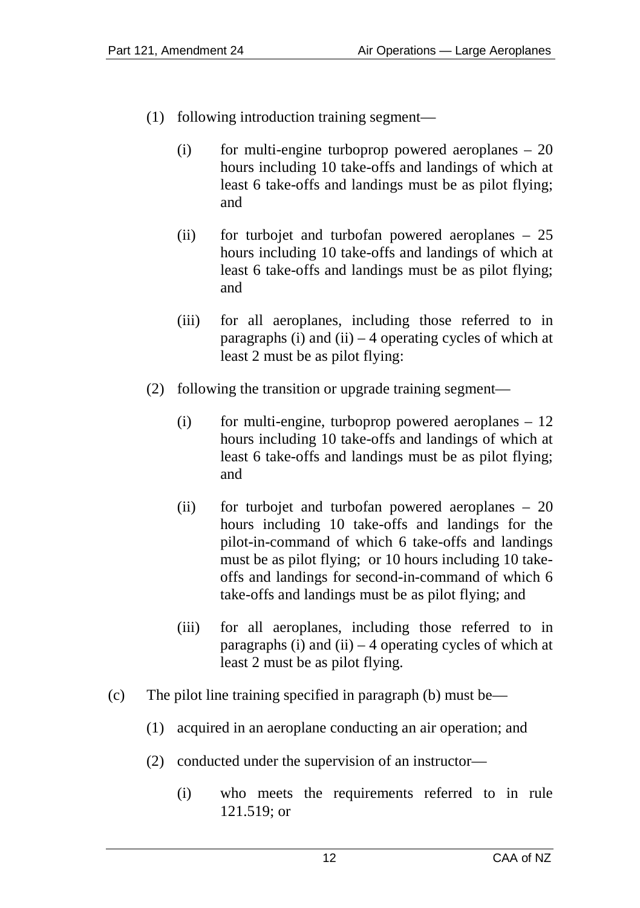(1) following introduction training segment—

(i) for multi-engine turboprop powered aeroplanes – 20 hours including 10 take-offs and landings of which at least 6 take-offs and landings must be as pilot flying; and

(ii) for turbojet and turbofan powered aeroplanes – 25 hours including 10 take-offs and landings of which at least 6 take-offs and landings must be as pilot flying; and

(iii) for all aeroplanes, including those referred to in paragraphs (i) and (ii) – 4 operating cycles of which at least 2 must be as pilot flying:

(2) following the transition or upgrade training segment—

(i) for multi-engine, turboprop powered aeroplanes – 12 hours including 10 take-offs and landings of which at least 6 take-offs and landings must be as pilot flying; and

(ii) for turbojet and turbofan powered aeroplanes – 20 hours including 10 take-offs and landings for the pilot-in-command of which 6 take-offs and landings must be as pilot flying; or 10 hours including 10 take-offs and landings for second-in-command of which 6 take-offs and landings must be as pilot flying; and

(iii) for all aeroplanes, including those referred to in paragraphs (i) and (ii) – 4 operating cycles of which at least 2 must be as pilot flying.

(c) The pilot line training specified in paragraph (b) must be—

(1) acquired in an aeroplane conducting an air operation; and

(2) conducted under the supervision of an instructor—

(i) who meets the requirements referred to in rule 121.519; or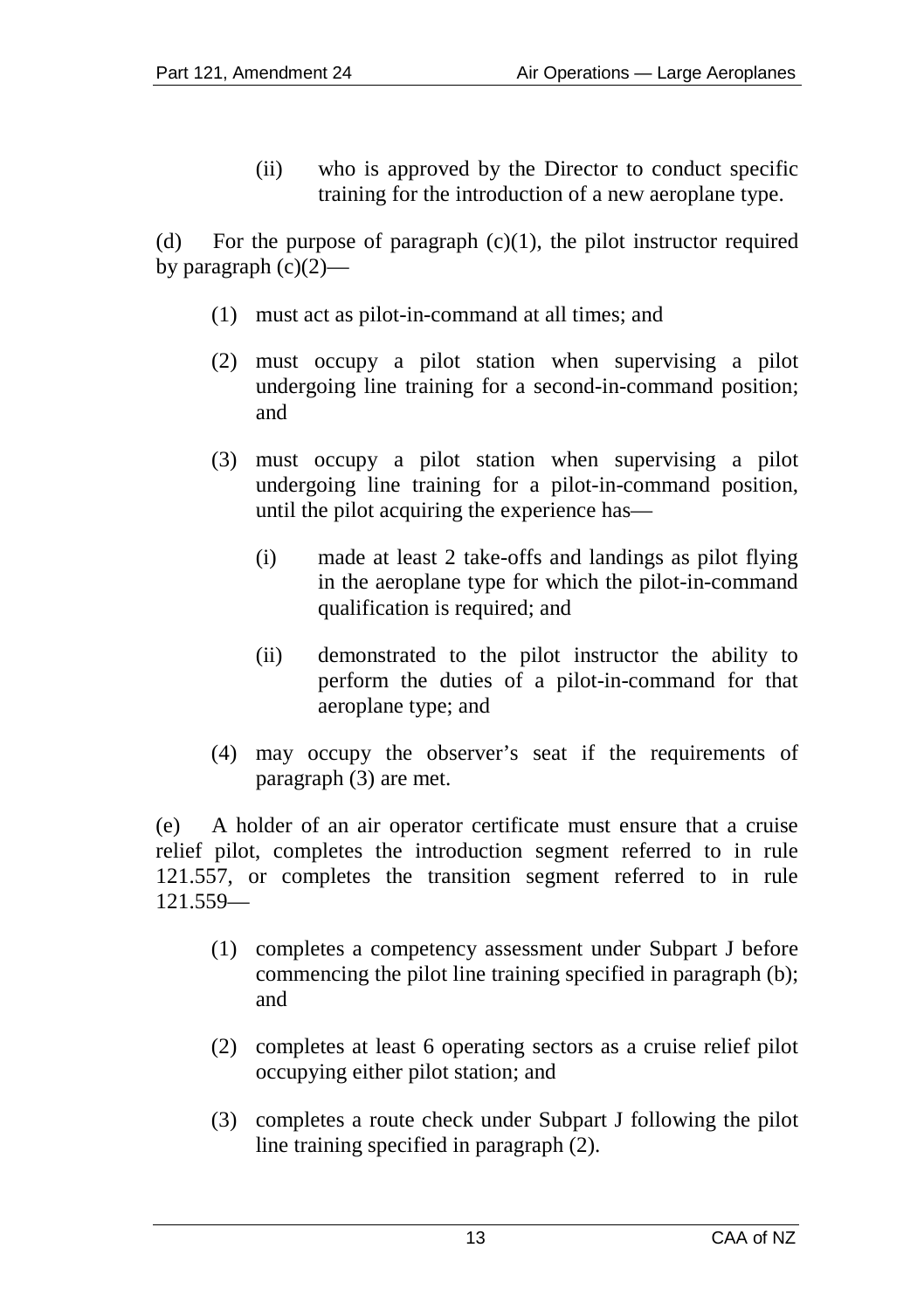(ii) who is approved by the Director to conduct specific training for the introduction of a new aeroplane type.

(d) For the purpose of paragraph (c)(1), the pilot instructor required by paragraph (c)(2)—

(1) must act as pilot-in-command at all times; and

(2) must occupy a pilot station when supervising a pilot undergoing line training for a second-in-command position; and

(3) must occupy a pilot station when supervising a pilot undergoing line training for a pilot-in-command position, until the pilot acquiring the experience has—

(i) made at least 2 take-offs and landings as pilot flying in the aeroplane type for which the pilot-in-command qualification is required; and

(ii) demonstrated to the pilot instructor the ability to perform the duties of a pilot-in-command for that aeroplane type; and

(4) may occupy the observer's seat if the requirements of paragraph (3) are met.

(e) A holder of an air operator certificate must ensure that a cruise relief pilot, completes the introduction segment referred to in rule 121.557, or completes the transition segment referred to in rule 121.559—

(1) completes a competency assessment under Subpart J before commencing the pilot line training specified in paragraph (b); and

(2) completes at least 6 operating sectors as a cruise relief pilot occupying either pilot station; and

(3) completes a route check under Subpart J following the pilot line training specified in paragraph (2).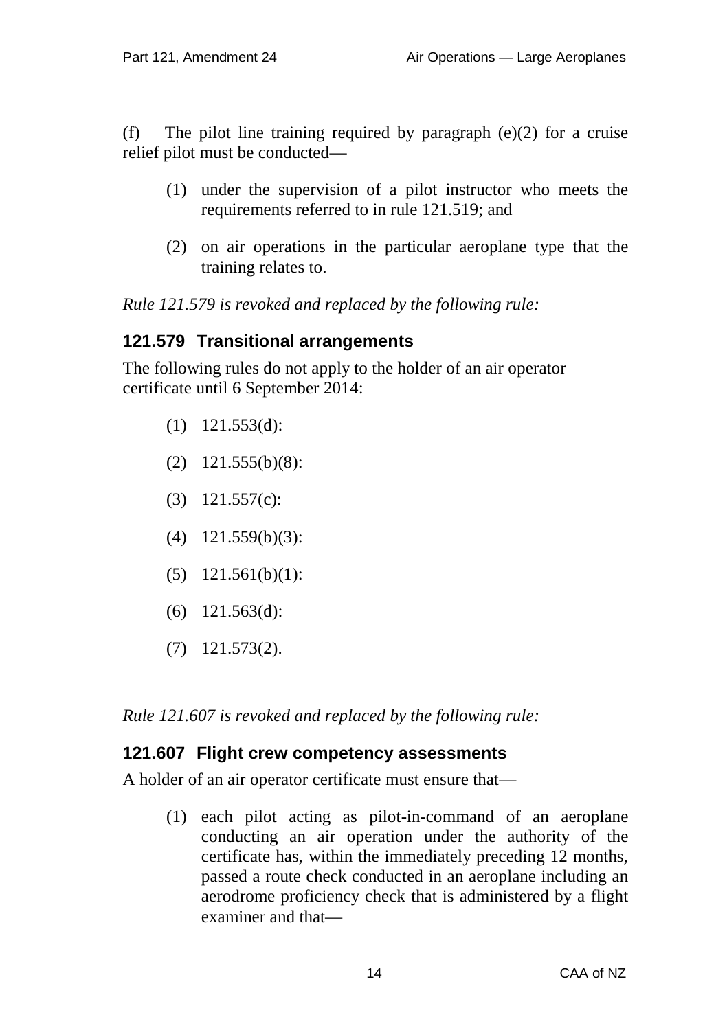(f) The pilot line training required by paragraph (e)(2) for a cruise relief pilot must be conducted—

(1) under the supervision of a pilot instructor who meets the requirements referred to in rule 121.519; and

(2) on air operations in the particular aeroplane type that the training relates to.

*Rule 121.579 is revoked and replaced by the following rule:*

### 121.579 Transitional arrangements

The following rules do not apply to the holder of an air operator certificate until 6 September 2014:

(1) 121.553(d):

(2) 121.555(b)(8):

(3) 121.557(c):

(4) 121.559(b)(3):

(5) 121.561(b)(1):

(6) 121.563(d):

(7) 121.573(2).

*Rule 121.607 is revoked and replaced by the following rule:*

### 121.607 Flight crew competency assessments

A holder of an air operator certificate must ensure that—

(1) each pilot acting as pilot-in-command of an aeroplane conducting an air operation under the authority of the certificate has, within the immediately preceding 12 months, passed a route check conducted in an aeroplane including an aerodrome proficiency check that is administered by a flight examiner and that—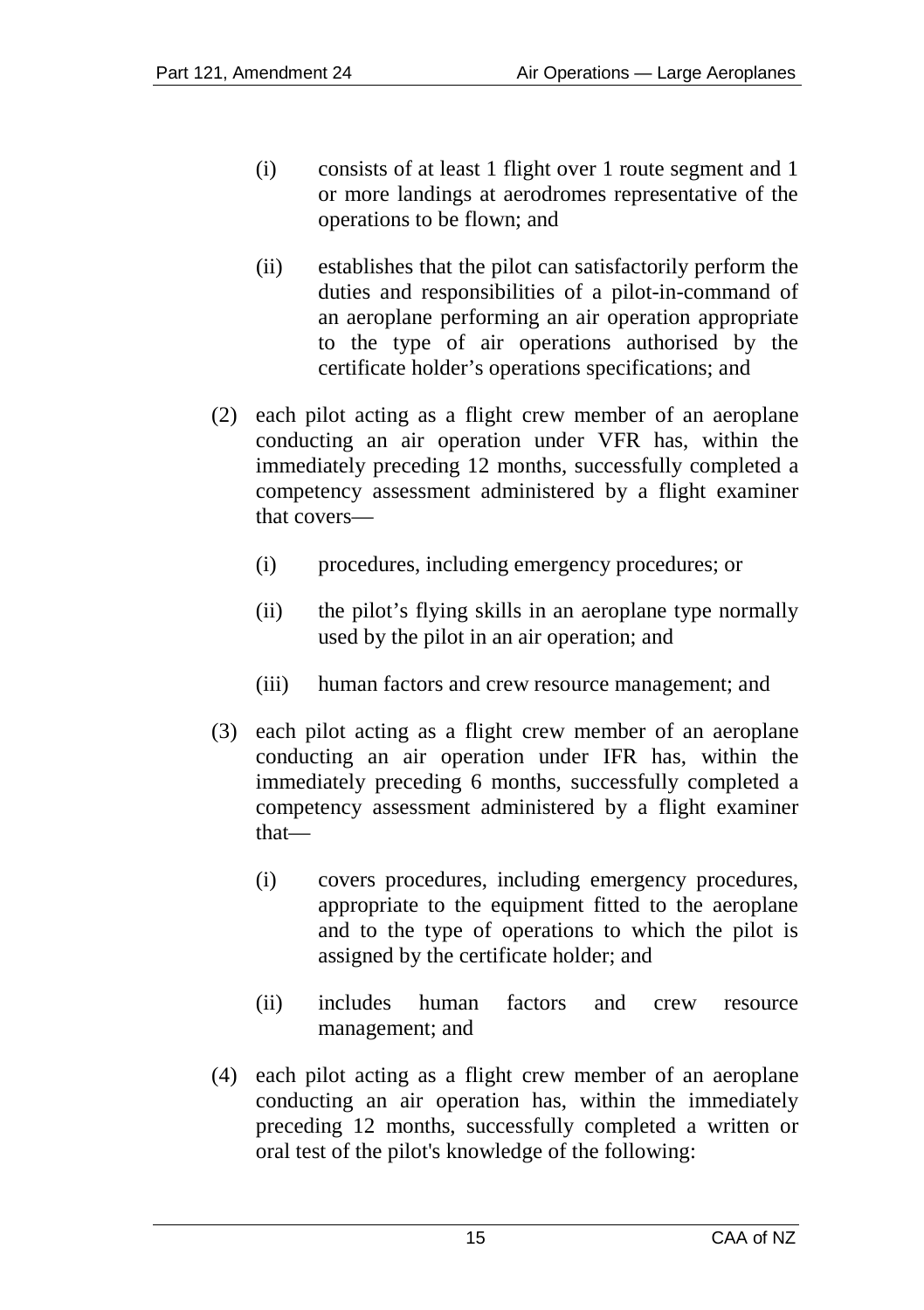(i) consists of at least 1 flight over 1 route segment and 1 or more landings at aerodromes representative of the operations to be flown; and

(ii) establishes that the pilot can satisfactorily perform the duties and responsibilities of a pilot-in-command of an aeroplane performing an air operation appropriate to the type of air operations authorised by the certificate holder's operations specifications; and

(2) each pilot acting as a flight crew member of an aeroplane conducting an air operation under VFR has, within the immediately preceding 12 months, successfully completed a competency assessment administered by a flight examiner that covers—

(i) procedures, including emergency procedures; or

(ii) the pilot's flying skills in an aeroplane type normally used by the pilot in an air operation; and

(iii) human factors and crew resource management; and

(3) each pilot acting as a flight crew member of an aeroplane conducting an air operation under IFR has, within the immediately preceding 6 months, successfully completed a competency assessment administered by a flight examiner that—

(i) covers procedures, including emergency procedures, appropriate to the equipment fitted to the aeroplane and to the type of operations to which the pilot is assigned by the certificate holder; and

(ii) includes human factors and crew resource management; and

(4) each pilot acting as a flight crew member of an aeroplane conducting an air operation has, within the immediately preceding 12 months, successfully completed a written or oral test of the pilot's knowledge of the following: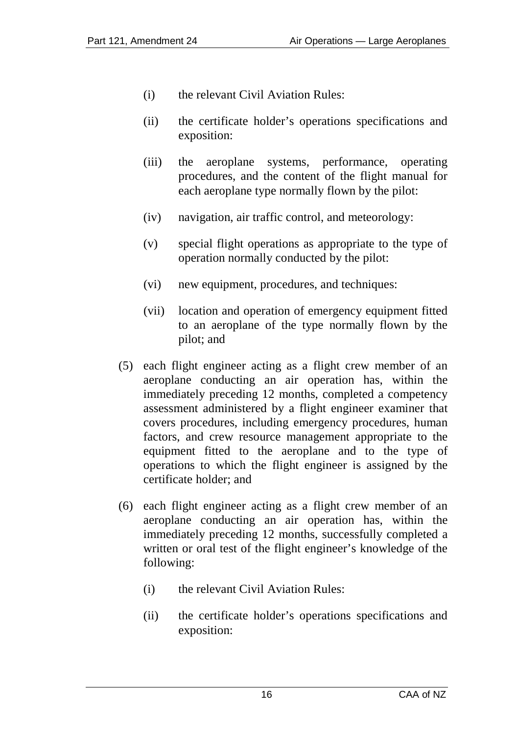(i) the relevant Civil Aviation Rules:

(ii) the certificate holder's operations specifications and exposition:

(iii) the aeroplane systems, performance, operating procedures, and the content of the flight manual for each aeroplane type normally flown by the pilot:

(iv) navigation, air traffic control, and meteorology:

(v) special flight operations as appropriate to the type of operation normally conducted by the pilot:

(vi) new equipment, procedures, and techniques:

(vii) location and operation of emergency equipment fitted to an aeroplane of the type normally flown by the pilot; and

(5) each flight engineer acting as a flight crew member of an aeroplane conducting an air operation has, within the immediately preceding 12 months, completed a competency assessment administered by a flight engineer examiner that covers procedures, including emergency procedures, human factors, and crew resource management appropriate to the equipment fitted to the aeroplane and to the type of operations to which the flight engineer is assigned by the certificate holder; and

(6) each flight engineer acting as a flight crew member of an aeroplane conducting an air operation has, within the immediately preceding 12 months, successfully completed a written or oral test of the flight engineer's knowledge of the following:

(i) the relevant Civil Aviation Rules:

(ii) the certificate holder's operations specifications and exposition: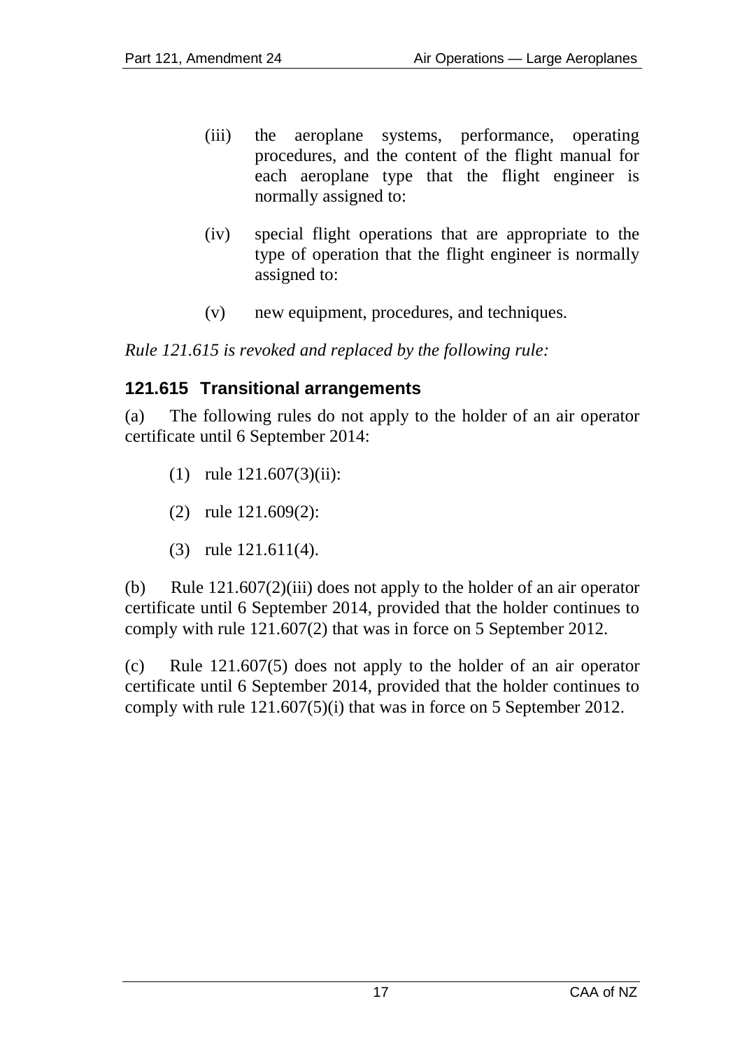(iii) the aeroplane systems, performance, operating procedures, and the content of the flight manual for each aeroplane type that the flight engineer is normally assigned to:

(iv) special flight operations that are appropriate to the type of operation that the flight engineer is normally assigned to:

(v) new equipment, procedures, and techniques.

*Rule 121.615 is revoked and replaced by the following rule:*

### 121.615 Transitional arrangements

(a) The following rules do not apply to the holder of an air operator certificate until 6 September 2014:

(1) rule 121.607(3)(ii):

(2) rule 121.609(2):

(3) rule 121.611(4).

(b) Rule 121.607(2)(iii) does not apply to the holder of an air operator certificate until 6 September 2014, provided that the holder continues to comply with rule 121.607(2) that was in force on 5 September 2012.

(c) Rule 121.607(5) does not apply to the holder of an air operator certificate until 6 September 2014, provided that the holder continues to comply with rule 121.607(5)(i) that was in force on 5 September 2012.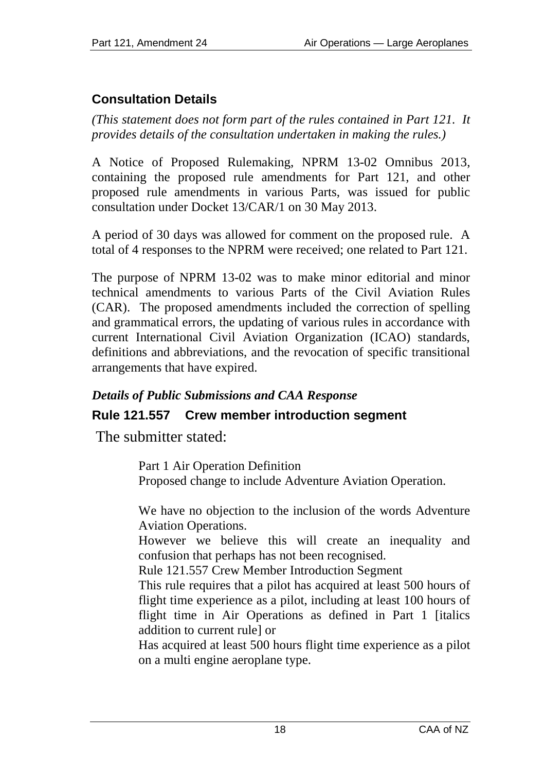## Consultation Details

*(This statement does not form part of the rules contained in Part 121. It provides details of the consultation undertaken in making the rules.)*

A Notice of Proposed Rulemaking, NPRM 13-02 Omnibus 2013, containing the proposed rule amendments for Part 121, and other proposed rule amendments in various Parts, was issued for public consultation under Docket 13/CAR/1 on 30 May 2013.

A period of 30 days was allowed for comment on the proposed rule. A total of 4 responses to the NPRM were received; one related to Part 121.

The purpose of NPRM 13-02 was to make minor editorial and minor technical amendments to various Parts of the Civil Aviation Rules (CAR). The proposed amendments included the correction of spelling and grammatical errors, the updating of various rules in accordance with current International Civil Aviation Organization (ICAO) standards, definitions and abbreviations, and the revocation of specific transitional arrangements that have expired.

### *Details of Public Submissions and CAA Response*

### Rule 121.557 Crew member introduction segment

The submitter stated:

> Part 1 Air Operation Definition
> Proposed change to include Adventure Aviation Operation.
>
> We have no objection to the inclusion of the words Adventure Aviation Operations.
> However we believe this will create an inequality and confusion that perhaps has not been recognised.
> Rule 121.557 Crew Member Introduction Segment
> This rule requires that a pilot has acquired at least 500 hours of flight time experience as a pilot, including at least 100 hours of flight time in Air Operations as defined in Part 1 [italics addition to current rule] or
> Has acquired at least 500 hours flight time experience as a pilot on a multi engine aeroplane type.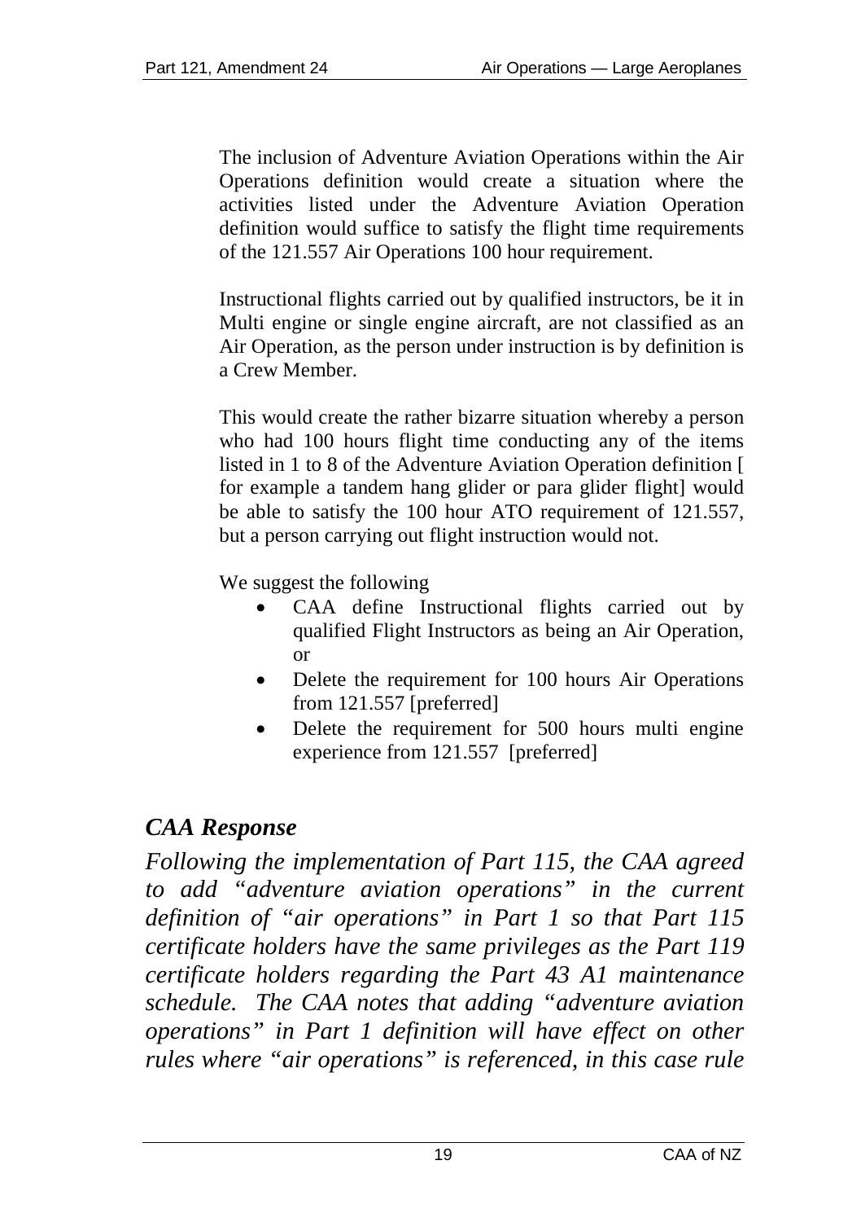The inclusion of Adventure Aviation Operations within the Air Operations definition would create a situation where the activities listed under the Adventure Aviation Operation definition would suffice to satisfy the flight time requirements of the 121.557 Air Operations 100 hour requirement.

Instructional flights carried out by qualified instructors, be it in Multi engine or single engine aircraft, are not classified as an Air Operation, as the person under instruction is by definition is a Crew Member.

This would create the rather bizarre situation whereby a person who had 100 hours flight time conducting any of the items listed in 1 to 8 of the Adventure Aviation Operation definition [ for example a tandem hang glider or para glider flight] would be able to satisfy the 100 hour ATO requirement of 121.557, but a person carrying out flight instruction would not.

We suggest the following

- CAA define Instructional flights carried out by qualified Flight Instructors as being an Air Operation, or
- Delete the requirement for 100 hours Air Operations from 121.557 [preferred]
- Delete the requirement for 500 hours multi engine experience from 121.557 [preferred]

## *CAA Response*

*Following the implementation of Part 115, the CAA agreed to add "adventure aviation operations" in the current definition of "air operations" in Part 1 so that Part 115 certificate holders have the same privileges as the Part 119 certificate holders regarding the Part 43 A1 maintenance schedule. The CAA notes that adding "adventure aviation operations" in Part 1 definition will have effect on other rules where "air operations" is referenced, in this case rule*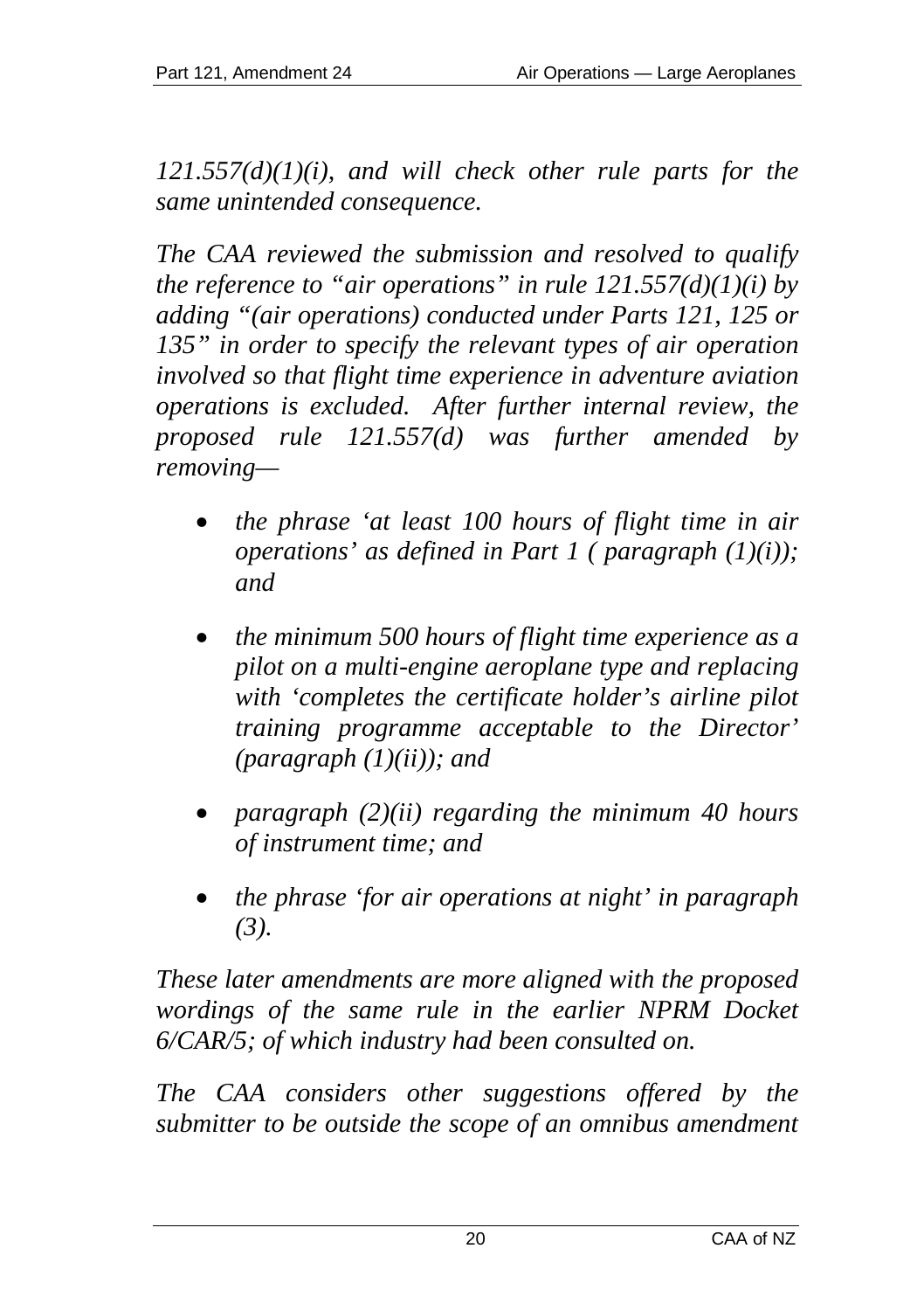*121.557(d)(1)(i), and will check other rule parts for the same unintended consequence.*

*The CAA reviewed the submission and resolved to qualify the reference to "air operations" in rule 121.557(d)(1)(i) by adding "(air operations) conducted under Parts 121, 125 or 135" in order to specify the relevant types of air operation involved so that flight time experience in adventure aviation operations is excluded. After further internal review, the proposed rule 121.557(d) was further amended by removing—*

- *the phrase 'at least 100 hours of flight time in air operations' as defined in Part 1 ( paragraph (1)(i)); and*
- *the minimum 500 hours of flight time experience as a pilot on a multi-engine aeroplane type and replacing with 'completes the certificate holder's airline pilot training programme acceptable to the Director' (paragraph (1)(ii)); and*
- *paragraph (2)(ii) regarding the minimum 40 hours of instrument time; and*
- *the phrase 'for air operations at night' in paragraph (3).*

*These later amendments are more aligned with the proposed wordings of the same rule in the earlier NPRM Docket 6/CAR/5; of which industry had been consulted on.*

*The CAA considers other suggestions offered by the submitter to be outside the scope of an omnibus amendment*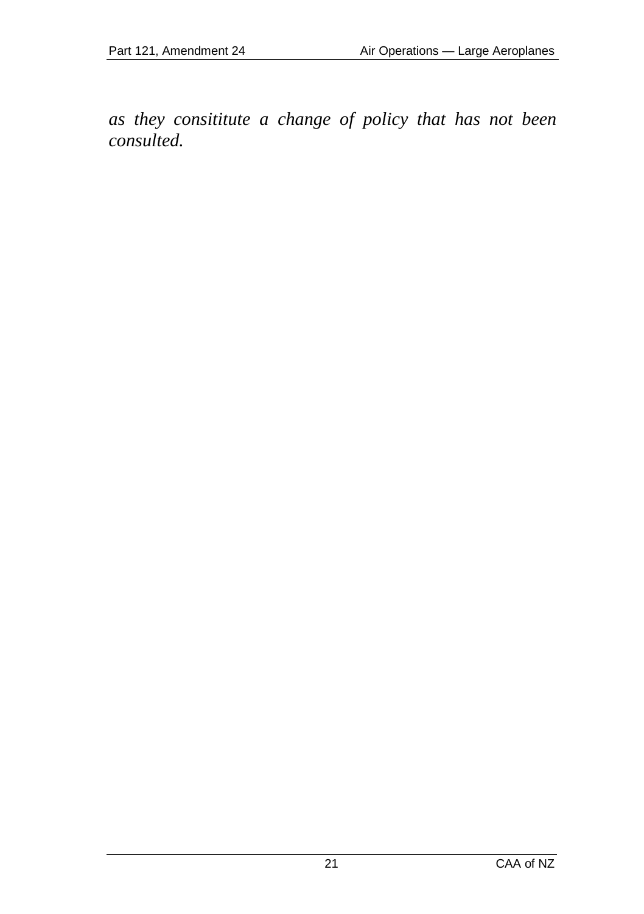*as they consititute a change of policy that has not been consulted.*